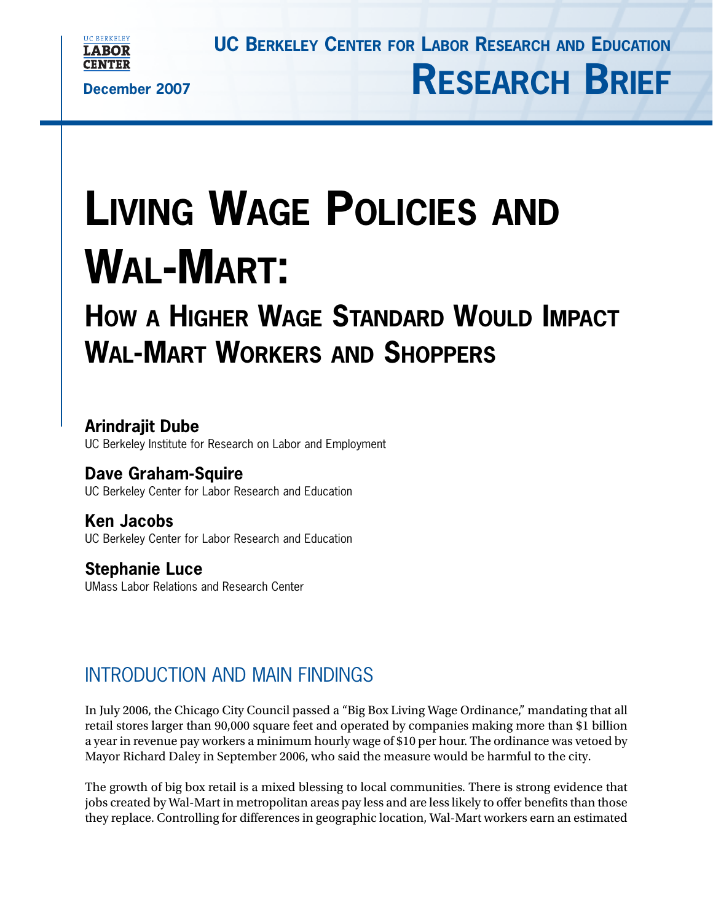UC BERKELEY CENTER FOR LABOR RESEARCH AND EDUCATION

RESEARCH BRIEF

December 2007

# LIVING WAGE POLICIES AND WAL-MART:

## HOW A HIGHER WAGE STANDARD WOULD IMPACT WAL-MART WORKERS AND SHOPPERS

**Arindrajit Dube**
UC Berkeley Institute for Research on Labor and Employment

**Dave Graham-Squire**
UC Berkeley Center for Labor Research and Education

**Ken Jacobs**
UC Berkeley Center for Labor Research and Education

**Stephanie Luce**
UMass Labor Relations and Research Center

## INTRODUCTION AND MAIN FINDINGS

In July 2006, the Chicago City Council passed a "Big Box Living Wage Ordinance," mandating that all retail stores larger than 90,000 square feet and operated by companies making more than $1 billion a year in revenue pay workers a minimum hourly wage of $10 per hour. The ordinance was vetoed by Mayor Richard Daley in September 2006, who said the measure would be harmful to the city.

The growth of big box retail is a mixed blessing to local communities. There is strong evidence that jobs created by Wal-Mart in metropolitan areas pay less and are less likely to offer benefits than those they replace. Controlling for differences in geographic location, Wal-Mart workers earn an estimated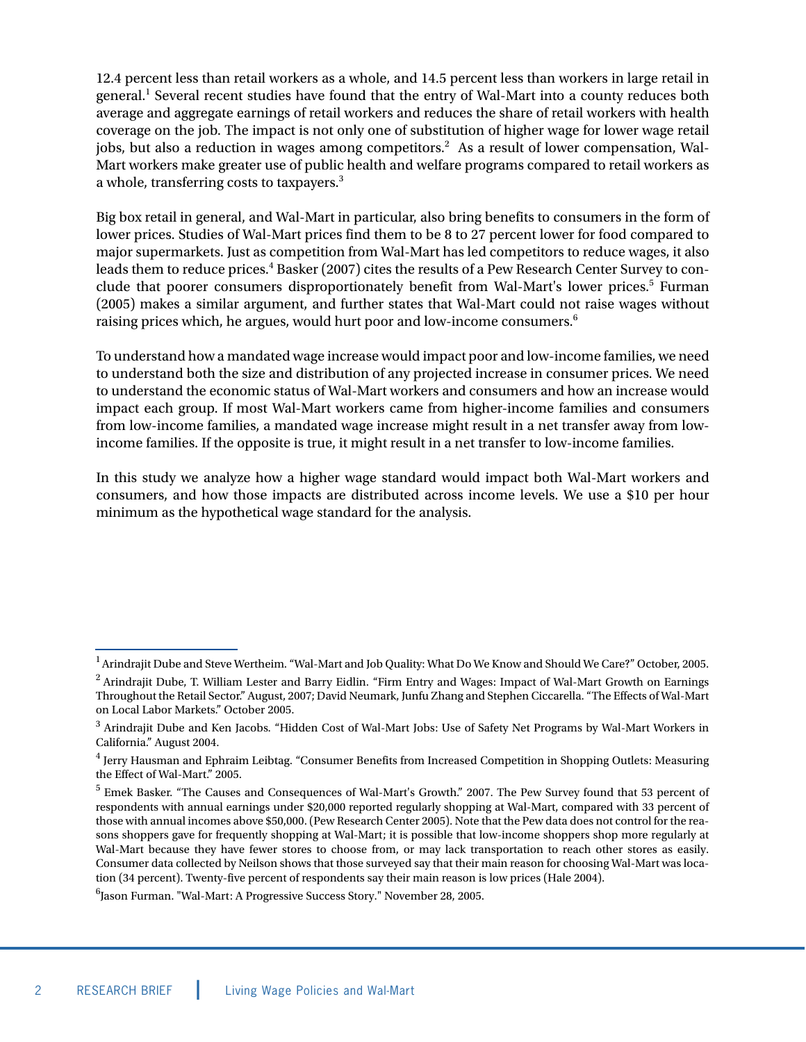12.4 percent less than retail workers as a whole, and 14.5 percent less than workers in large retail in general.[1] Several recent studies have found that the entry of Wal-Mart into a county reduces both average and aggregate earnings of retail workers and reduces the share of retail workers with health coverage on the job. The impact is not only one of substitution of higher wage for lower wage retail jobs, but also a reduction in wages among competitors.[2] As a result of lower compensation, Wal-Mart workers make greater use of public health and welfare programs compared to retail workers as a whole, transferring costs to taxpayers.[3]

Big box retail in general, and Wal-Mart in particular, also bring benefits to consumers in the form of lower prices. Studies of Wal-Mart prices find them to be 8 to 27 percent lower for food compared to major supermarkets. Just as competition from Wal-Mart has led competitors to reduce wages, it also leads them to reduce prices.[4] Basker (2007) cites the results of a Pew Research Center Survey to conclude that poorer consumers disproportionately benefit from Wal-Mart's lower prices.[5] Furman (2005) makes a similar argument, and further states that Wal-Mart could not raise wages without raising prices which, he argues, would hurt poor and low-income consumers.[6]

To understand how a mandated wage increase would impact poor and low-income families, we need to understand both the size and distribution of any projected increase in consumer prices. We need to understand the economic status of Wal-Mart workers and consumers and how an increase would impact each group. If most Wal-Mart workers came from higher-income families and consumers from low-income families, a mandated wage increase might result in a net transfer away from low-income families. If the opposite is true, it might result in a net transfer to low-income families.

In this study we analyze how a higher wage standard would impact both Wal-Mart workers and consumers, and how those impacts are distributed across income levels. We use a $10 per hour minimum as the hypothetical wage standard for the analysis.

---

[1] Arindrajit Dube and Steve Wertheim. "Wal-Mart and Job Quality: What Do We Know and Should We Care?" October, 2005.

[2] Arindrajit Dube, T. William Lester and Barry Eidlin. "Firm Entry and Wages: Impact of Wal-Mart Growth on Earnings Throughout the Retail Sector." August, 2007; David Neumark, Junfu Zhang and Stephen Ciccarella. "The Effects of Wal-Mart on Local Labor Markets." October 2005.

[3] Arindrajit Dube and Ken Jacobs. "Hidden Cost of Wal-Mart Jobs: Use of Safety Net Programs by Wal-Mart Workers in California." August 2004.

[4] Jerry Hausman and Ephraim Leibtag. "Consumer Benefits from Increased Competition in Shopping Outlets: Measuring the Effect of Wal-Mart." 2005.

[5] Emek Basker. "The Causes and Consequences of Wal-Mart's Growth." 2007. The Pew Survey found that 53 percent of respondents with annual earnings under $20,000 reported regularly shopping at Wal-Mart, compared with 33 percent of those with annual incomes above $50,000. (Pew Research Center 2005). Note that the Pew data does not control for the reasons shoppers gave for frequently shopping at Wal-Mart; it is possible that low-income shoppers shop more regularly at Wal-Mart because they have fewer stores to choose from, or may lack transportation to reach other stores as easily. Consumer data collected by Neilson shows that those surveyed say that their main reason for choosing Wal-Mart was location (34 percent). Twenty-five percent of respondents say their main reason is low prices (Hale 2004).

[6] Jason Furman. "Wal-Mart: A Progressive Success Story." November 28, 2005.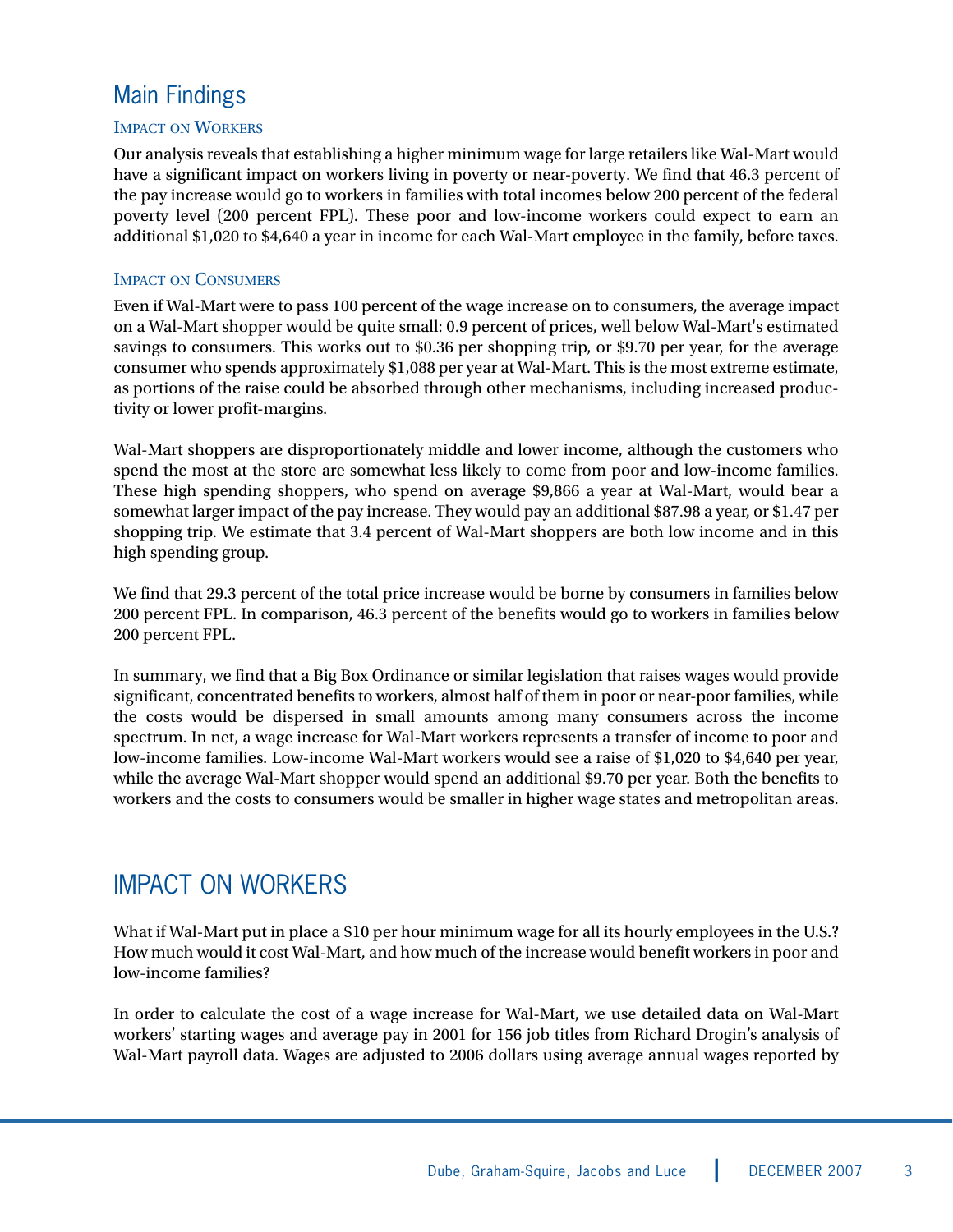## Main Findings

### Impact on Workers

Our analysis reveals that establishing a higher minimum wage for large retailers like Wal-Mart would have a significant impact on workers living in poverty or near-poverty. We find that 46.3 percent of the pay increase would go to workers in families with total incomes below 200 percent of the federal poverty level (200 percent FPL). These poor and low-income workers could expect to earn an additional $1,020 to $4,640 a year in income for each Wal-Mart employee in the family, before taxes.

### Impact on Consumers

Even if Wal-Mart were to pass 100 percent of the wage increase on to consumers, the average impact on a Wal-Mart shopper would be quite small: 0.9 percent of prices, well below Wal-Mart's estimated savings to consumers. This works out to $0.36 per shopping trip, or $9.70 per year, for the average consumer who spends approximately $1,088 per year at Wal-Mart. This is the most extreme estimate, as portions of the raise could be absorbed through other mechanisms, including increased productivity or lower profit-margins.

Wal-Mart shoppers are disproportionately middle and lower income, although the customers who spend the most at the store are somewhat less likely to come from poor and low-income families. These high spending shoppers, who spend on average $9,866 a year at Wal-Mart, would bear a somewhat larger impact of the pay increase. They would pay an additional $87.98 a year, or $1.47 per shopping trip. We estimate that 3.4 percent of Wal-Mart shoppers are both low income and in this high spending group.

We find that 29.3 percent of the total price increase would be borne by consumers in families below 200 percent FPL. In comparison, 46.3 percent of the benefits would go to workers in families below 200 percent FPL.

In summary, we find that a Big Box Ordinance or similar legislation that raises wages would provide significant, concentrated benefits to workers, almost half of them in poor or near-poor families, while the costs would be dispersed in small amounts among many consumers across the income spectrum. In net, a wage increase for Wal-Mart workers represents a transfer of income to poor and low-income families. Low-income Wal-Mart workers would see a raise of $1,020 to $4,640 per year, while the average Wal-Mart shopper would spend an additional $9.70 per year. Both the benefits to workers and the costs to consumers would be smaller in higher wage states and metropolitan areas.

## IMPACT ON WORKERS

What if Wal-Mart put in place a $10 per hour minimum wage for all its hourly employees in the U.S.? How much would it cost Wal-Mart, and how much of the increase would benefit workers in poor and low-income families?

In order to calculate the cost of a wage increase for Wal-Mart, we use detailed data on Wal-Mart workers' starting wages and average pay in 2001 for 156 job titles from Richard Drogin's analysis of Wal-Mart payroll data. Wages are adjusted to 2006 dollars using average annual wages reported by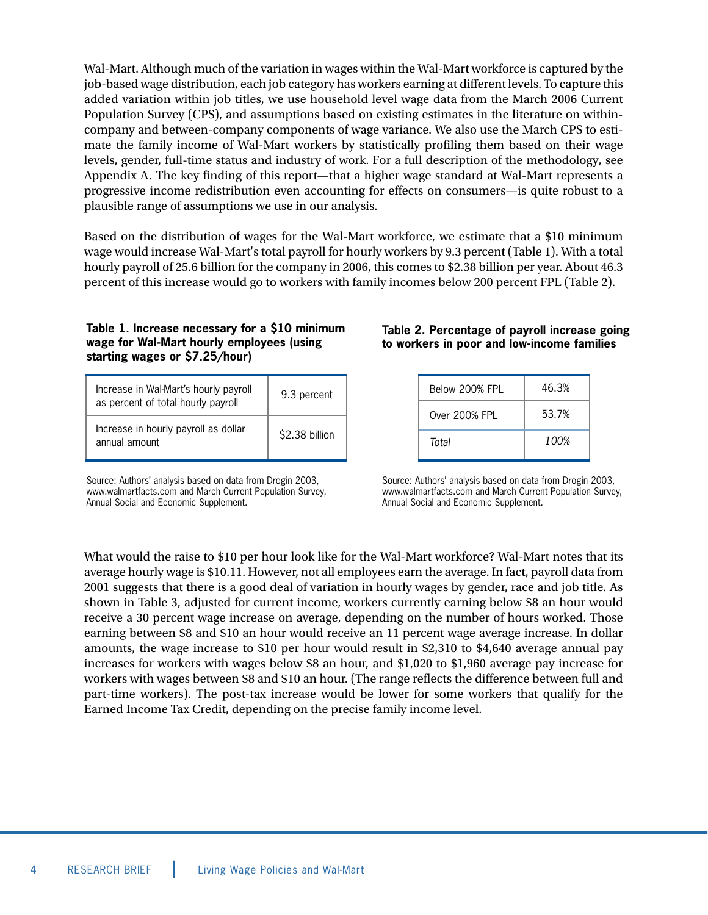Wal-Mart. Although much of the variation in wages within the Wal-Mart workforce is captured by the job-based wage distribution, each job category has workers earning at different levels. To capture this added variation within job titles, we use household level wage data from the March 2006 Current Population Survey (CPS), and assumptions based on existing estimates in the literature on within-company and between-company components of wage variance. We also use the March CPS to estimate the family income of Wal-Mart workers by statistically profiling them based on their wage levels, gender, full-time status and industry of work. For a full description of the methodology, see Appendix A. The key finding of this report—that a higher wage standard at Wal-Mart represents a progressive income redistribution even accounting for effects on consumers—is quite robust to a plausible range of assumptions we use in our analysis.

Based on the distribution of wages for the Wal-Mart workforce, we estimate that a $10 minimum wage would increase Wal-Mart's total payroll for hourly workers by 9.3 percent (Table 1). With a total hourly payroll of 25.6 billion for the company in 2006, this comes to $2.38 billion per year. About 46.3 percent of this increase would go to workers with family incomes below 200 percent FPL (Table 2).

**Table 1. Increase necessary for a $10 minimum wage for Wal-Mart hourly employees (using starting wages or $7.25/hour)**

| | |
|---|---|
| Increase in Wal-Mart's hourly payroll as percent of total hourly payroll | 9.3 percent |
| Increase in hourly payroll as dollar annual amount | $2.38 billion |

Source: Authors' analysis based on data from Drogin 2003, www.walmartfacts.com and March Current Population Survey, Annual Social and Economic Supplement.

**Table 2. Percentage of payroll increase going to workers in poor and low-income families**

| | |
|---|---|
| Below 200% FPL | 46.3% |
| Over 200% FPL | 53.7% |
| *Total* | *100%* |

Source: Authors' analysis based on data from Drogin 2003, www.walmartfacts.com and March Current Population Survey, Annual Social and Economic Supplement.

What would the raise to $10 per hour look like for the Wal-Mart workforce? Wal-Mart notes that its average hourly wage is $10.11. However, not all employees earn the average. In fact, payroll data from 2001 suggests that there is a good deal of variation in hourly wages by gender, race and job title. As shown in Table 3, adjusted for current income, workers currently earning below $8 an hour would receive a 30 percent wage increase on average, depending on the number of hours worked. Those earning between $8 and $10 an hour would receive an 11 percent wage average increase. In dollar amounts, the wage increase to $10 per hour would result in $2,310 to $4,640 average annual pay increases for workers with wages below $8 an hour, and $1,020 to $1,960 average pay increase for workers with wages between $8 and $10 an hour. (The range reflects the difference between full and part-time workers). The post-tax increase would be lower for some workers that qualify for the Earned Income Tax Credit, depending on the precise family income level.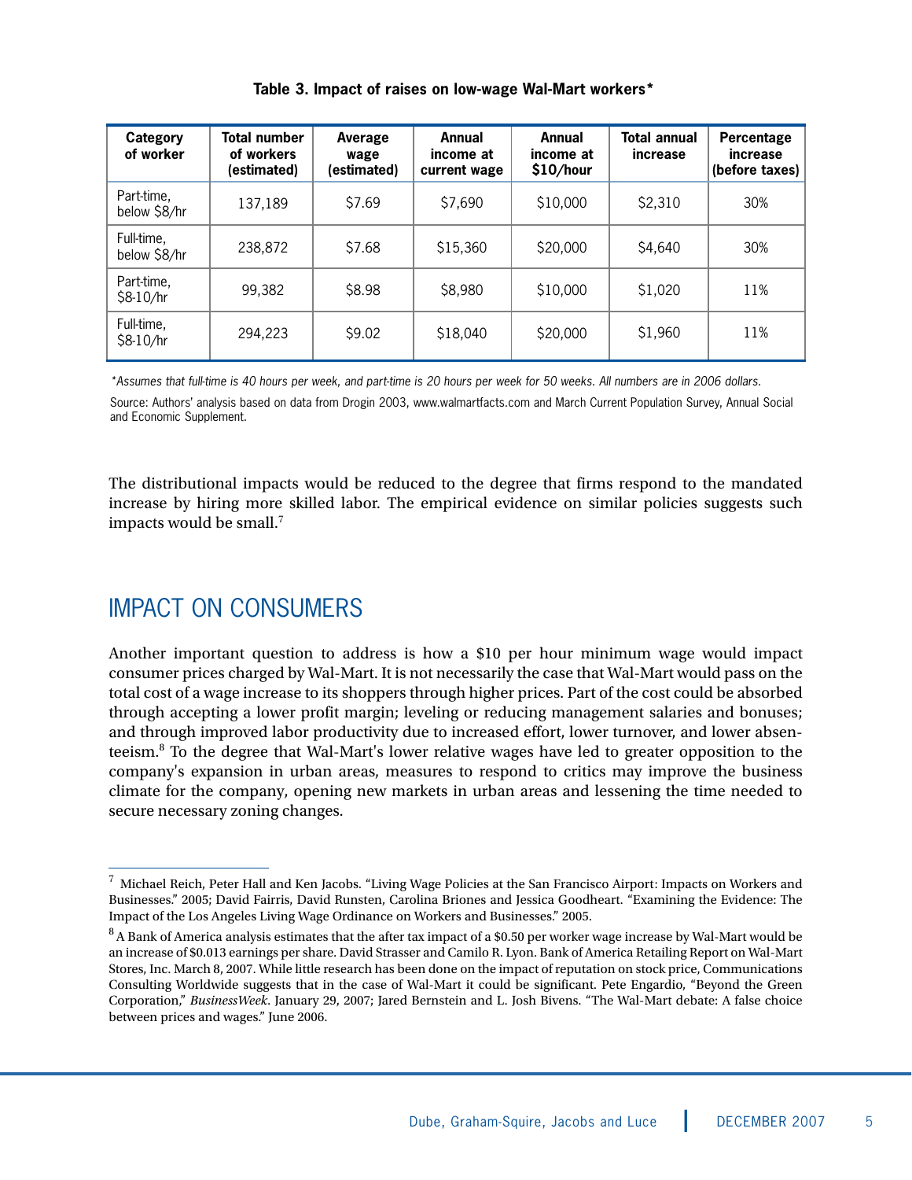**Table 3. Impact of raises on low-wage Wal-Mart workers***

| Category of worker | Total number of workers (estimated) | Average wage (estimated) | Annual income at current wage | Annual income at $10/hour | Total annual increase | Percentage increase (before taxes) |
|---|---|---|---|---|---|---|
| Part-time, below $8/hr | 137,189 | $7.69 | $7,690 | $10,000 | $2,310 | 30% |
| Full-time, below $8/hr | 238,872 | $7.68 | $15,360 | $20,000 | $4,640 | 30% |
| Part-time, $8-10/hr | 99,382 | $8.98 | $8,980 | $10,000 | $1,020 | 11% |
| Full-time, $8-10/hr | 294,223 | $9.02 | $18,040 | $20,000 | $1,960 | 11% |

**Assumes that full-time is 40 hours per week, and part-time is 20 hours per week for 50 weeks. All numbers are in 2006 dollars.*

Source: Authors' analysis based on data from Drogin 2003, www.walmartfacts.com and March Current Population Survey, Annual Social and Economic Supplement.

The distributional impacts would be reduced to the degree that firms respond to the mandated increase by hiring more skilled labor. The empirical evidence on similar policies suggests such impacts would be small.[7]

## IMPACT ON CONSUMERS

Another important question to address is how a $10 per hour minimum wage would impact consumer prices charged by Wal-Mart. It is not necessarily the case that Wal-Mart would pass on the total cost of a wage increase to its shoppers through higher prices. Part of the cost could be absorbed through accepting a lower profit margin; leveling or reducing management salaries and bonuses; and through improved labor productivity due to increased effort, lower turnover, and lower absenteeism.[8] To the degree that Wal-Mart's lower relative wages have led to greater opposition to the company's expansion in urban areas, measures to respond to critics may improve the business climate for the company, opening new markets in urban areas and lessening the time needed to secure necessary zoning changes.

---

[7] Michael Reich, Peter Hall and Ken Jacobs. "Living Wage Policies at the San Francisco Airport: Impacts on Workers and Businesses." 2005; David Fairris, David Runsten, Carolina Briones and Jessica Goodheart. "Examining the Evidence: The Impact of the Los Angeles Living Wage Ordinance on Workers and Businesses." 2005.

[8] A Bank of America analysis estimates that the after tax impact of a $0.50 per worker wage increase by Wal-Mart would be an increase of $0.013 earnings per share. David Strasser and Camilo R. Lyon. Bank of America Retailing Report on Wal-Mart Stores, Inc. March 8, 2007. While little research has been done on the impact of reputation on stock price, Communications Consulting Worldwide suggests that in the case of Wal-Mart it could be significant. Pete Engardio, "Beyond the Green Corporation," *BusinessWeek*. January 29, 2007; Jared Bernstein and L. Josh Bivens. "The Wal-Mart debate: A false choice between prices and wages." June 2006.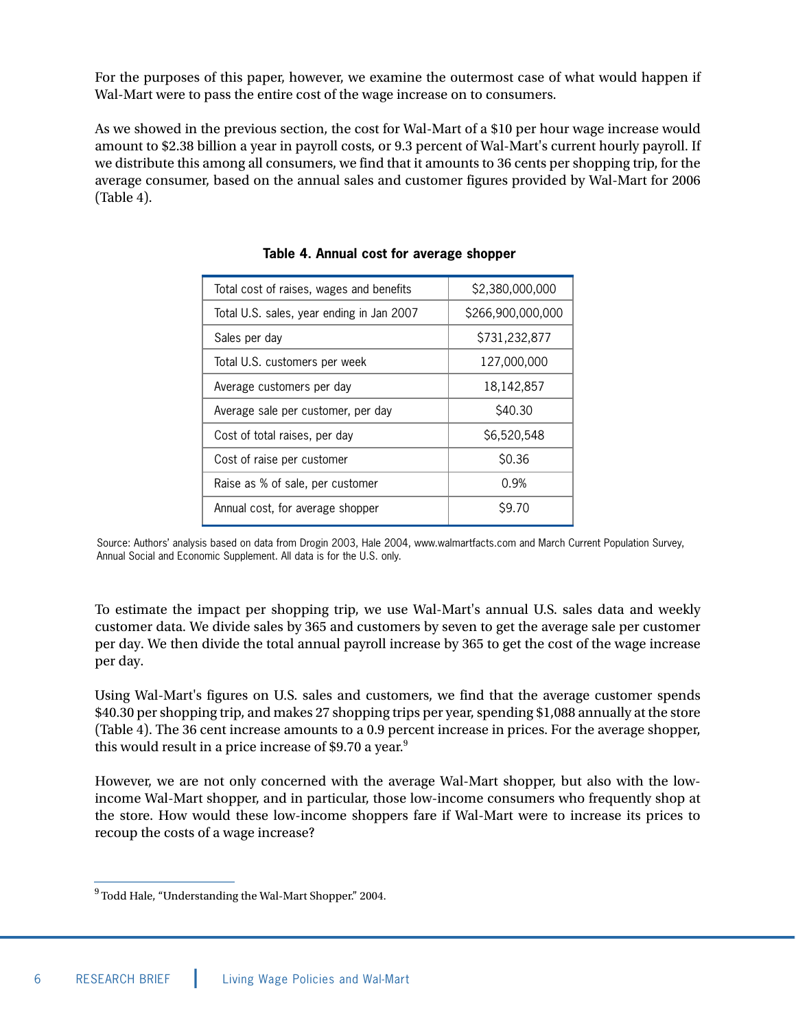For the purposes of this paper, however, we examine the outermost case of what would happen if Wal-Mart were to pass the entire cost of the wage increase on to consumers.

As we showed in the previous section, the cost for Wal-Mart of a $10 per hour wage increase would amount to $2.38 billion a year in payroll costs, or 9.3 percent of Wal-Mart's current hourly payroll. If we distribute this among all consumers, we find that it amounts to 36 cents per shopping trip, for the average consumer, based on the annual sales and customer figures provided by Wal-Mart for 2006 (Table 4).

**Table 4. Annual cost for average shopper**

| | |
|---|---|
| Total cost of raises, wages and benefits | $2,380,000,000 |
| Total U.S. sales, year ending in Jan 2007 | $266,900,000,000 |
| Sales per day | $731,232,877 |
| Total U.S. customers per week | 127,000,000 |
| Average customers per day | 18,142,857 |
| Average sale per customer, per day | $40.30 |
| Cost of total raises, per day | $6,520,548 |
| Cost of raise per customer | $0.36 |
| Raise as % of sale, per customer | 0.9% |
| Annual cost, for average shopper | $9.70 |

Source: Authors' analysis based on data from Drogin 2003, Hale 2004, www.walmartfacts.com and March Current Population Survey, Annual Social and Economic Supplement. All data is for the U.S. only.

To estimate the impact per shopping trip, we use Wal-Mart's annual U.S. sales data and weekly customer data. We divide sales by 365 and customers by seven to get the average sale per customer per day. We then divide the total annual payroll increase by 365 to get the cost of the wage increase per day.

Using Wal-Mart's figures on U.S. sales and customers, we find that the average customer spends $40.30 per shopping trip, and makes 27 shopping trips per year, spending $1,088 annually at the store (Table 4). The 36 cent increase amounts to a 0.9 percent increase in prices. For the average shopper, this would result in a price increase of $9.70 a year.[9]

However, we are not only concerned with the average Wal-Mart shopper, but also with the low-income Wal-Mart shopper, and in particular, those low-income consumers who frequently shop at the store. How would these low-income shoppers fare if Wal-Mart were to increase its prices to recoup the costs of a wage increase?

---

[9] Todd Hale, "Understanding the Wal-Mart Shopper." 2004.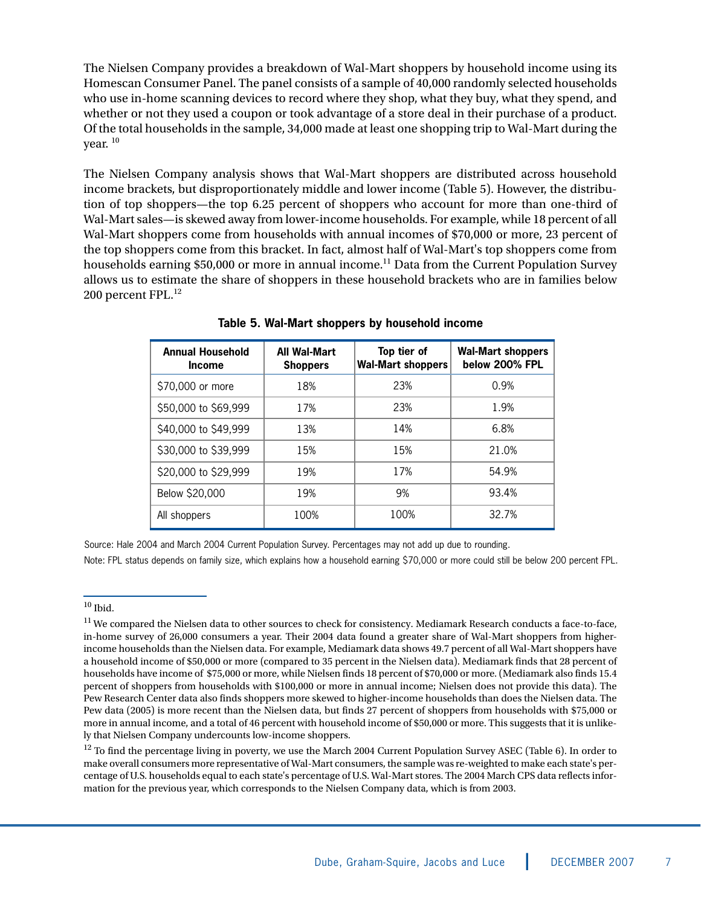The Nielsen Company provides a breakdown of Wal-Mart shoppers by household income using its Homescan Consumer Panel. The panel consists of a sample of 40,000 randomly selected households who use in-home scanning devices to record where they shop, what they buy, what they spend, and whether or not they used a coupon or took advantage of a store deal in their purchase of a product. Of the total households in the sample, 34,000 made at least one shopping trip to Wal-Mart during the year. [10]

The Nielsen Company analysis shows that Wal-Mart shoppers are distributed across household income brackets, but disproportionately middle and lower income (Table 5). However, the distribution of top shoppers—the top 6.25 percent of shoppers who account for more than one-third of Wal-Mart sales—is skewed away from lower-income households. For example, while 18 percent of all Wal-Mart shoppers come from households with annual incomes of $70,000 or more, 23 percent of the top shoppers come from this bracket. In fact, almost half of Wal-Mart's top shoppers come from households earning $50,000 or more in annual income.[11] Data from the Current Population Survey allows us to estimate the share of shoppers in these household brackets who are in families below 200 percent FPL.[12]

**Table 5. Wal-Mart shoppers by household income**

| Annual Household Income | All Wal-Mart Shoppers | Top tier of Wal-Mart shoppers | Wal-Mart shoppers below 200% FPL |
|---|---|---|---|
| $70,000 or more | 18% | 23% | 0.9% |
| $50,000 to $69,999 | 17% | 23% | 1.9% |
| $40,000 to $49,999 | 13% | 14% | 6.8% |
| $30,000 to $39,999 | 15% | 15% | 21.0% |
| $20,000 to $29,999 | 19% | 17% | 54.9% |
| Below $20,000 | 19% | 9% | 93.4% |
| All shoppers | 100% | 100% | 32.7% |

Source: Hale 2004 and March 2004 Current Population Survey. Percentages may not add up due to rounding.

Note: FPL status depends on family size, which explains how a household earning $70,000 or more could still be below 200 percent FPL.

---

[10] Ibid.

[11] We compared the Nielsen data to other sources to check for consistency. Mediamark Research conducts a face-to-face, in-home survey of 26,000 consumers a year. Their 2004 data found a greater share of Wal-Mart shoppers from higher-income households than the Nielsen data. For example, Mediamark data shows 49.7 percent of all Wal-Mart shoppers have a household income of $50,000 or more (compared to 35 percent in the Nielsen data). Mediamark finds that 28 percent of households have income of $75,000 or more, while Nielsen finds 18 percent of $70,000 or more. (Mediamark also finds 15.4 percent of shoppers from households with $100,000 or more in annual income; Nielsen does not provide this data). The Pew Research Center data also finds shoppers more skewed to higher-income households than does the Nielsen data. The Pew data (2005) is more recent than the Nielsen data, but finds 27 percent of shoppers from households with $75,000 or more in annual income, and a total of 46 percent with household income of $50,000 or more. This suggests that it is unlikely that Nielsen Company undercounts low-income shoppers.

[12] To find the percentage living in poverty, we use the March 2004 Current Population Survey ASEC (Table 6). In order to make overall consumers more representative of Wal-Mart consumers, the sample was re-weighted to make each state's percentage of U.S. households equal to each state's percentage of U.S. Wal-Mart stores. The 2004 March CPS data reflects information for the previous year, which corresponds to the Nielsen Company data, which is from 2003.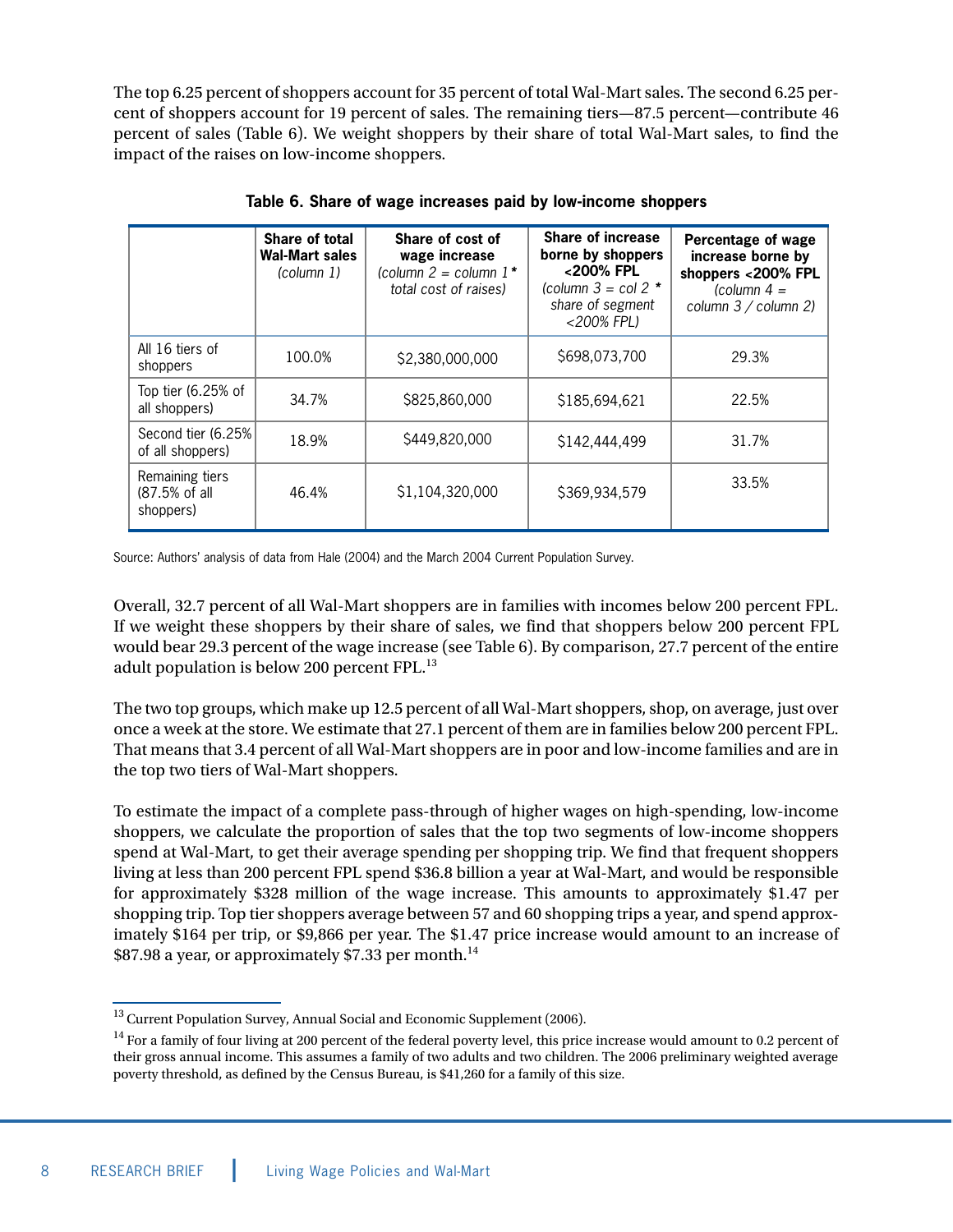The top 6.25 percent of shoppers account for 35 percent of total Wal-Mart sales. The second 6.25 percent of shoppers account for 19 percent of sales. The remaining tiers—87.5 percent—contribute 46 percent of sales (Table 6). We weight shoppers by their share of total Wal-Mart sales, to find the impact of the raises on low-income shoppers.

**Table 6. Share of wage increases paid by low-income shoppers**

| | Share of total Wal-Mart sales *(column 1)* | Share of cost of wage increase *(column 2 = column 1 * total cost of raises)* | Share of increase borne by shoppers <200% FPL *(column 3 = col 2 * share of segment <200% FPL)* | Percentage of wage increase borne by shoppers <200% FPL *(column 4 = column 3 / column 2)* |
|---|---|---|---|---|
| All 16 tiers of shoppers | 100.0% | $2,380,000,000 | $698,073,700 | 29.3% |
| Top tier (6.25% of all shoppers) | 34.7% | $825,860,000 | $185,694,621 | 22.5% |
| Second tier (6.25% of all shoppers) | 18.9% | $449,820,000 | $142,444,499 | 31.7% |
| Remaining tiers (87.5% of all shoppers) | 46.4% | $1,104,320,000 | $369,934,579 | 33.5% |

Source: Authors' analysis of data from Hale (2004) and the March 2004 Current Population Survey.

Overall, 32.7 percent of all Wal-Mart shoppers are in families with incomes below 200 percent FPL. If we weight these shoppers by their share of sales, we find that shoppers below 200 percent FPL would bear 29.3 percent of the wage increase (see Table 6). By comparison, 27.7 percent of the entire adult population is below 200 percent FPL.[13]

The two top groups, which make up 12.5 percent of all Wal-Mart shoppers, shop, on average, just over once a week at the store. We estimate that 27.1 percent of them are in families below 200 percent FPL. That means that 3.4 percent of all Wal-Mart shoppers are in poor and low-income families and are in the top two tiers of Wal-Mart shoppers.

To estimate the impact of a complete pass-through of higher wages on high-spending, low-income shoppers, we calculate the proportion of sales that the top two segments of low-income shoppers spend at Wal-Mart, to get their average spending per shopping trip. We find that frequent shoppers living at less than 200 percent FPL spend $36.8 billion a year at Wal-Mart, and would be responsible for approximately $328 million of the wage increase. This amounts to approximately $1.47 per shopping trip. Top tier shoppers average between 57 and 60 shopping trips a year, and spend approximately $164 per trip, or $9,866 per year. The $1.47 price increase would amount to an increase of $87.98 a year, or approximately $7.33 per month.[14]

---

[13] Current Population Survey, Annual Social and Economic Supplement (2006).

[14] For a family of four living at 200 percent of the federal poverty level, this price increase would amount to 0.2 percent of their gross annual income. This assumes a family of two adults and two children. The 2006 preliminary weighted average poverty threshold, as defined by the Census Bureau, is $41,260 for a family of this size.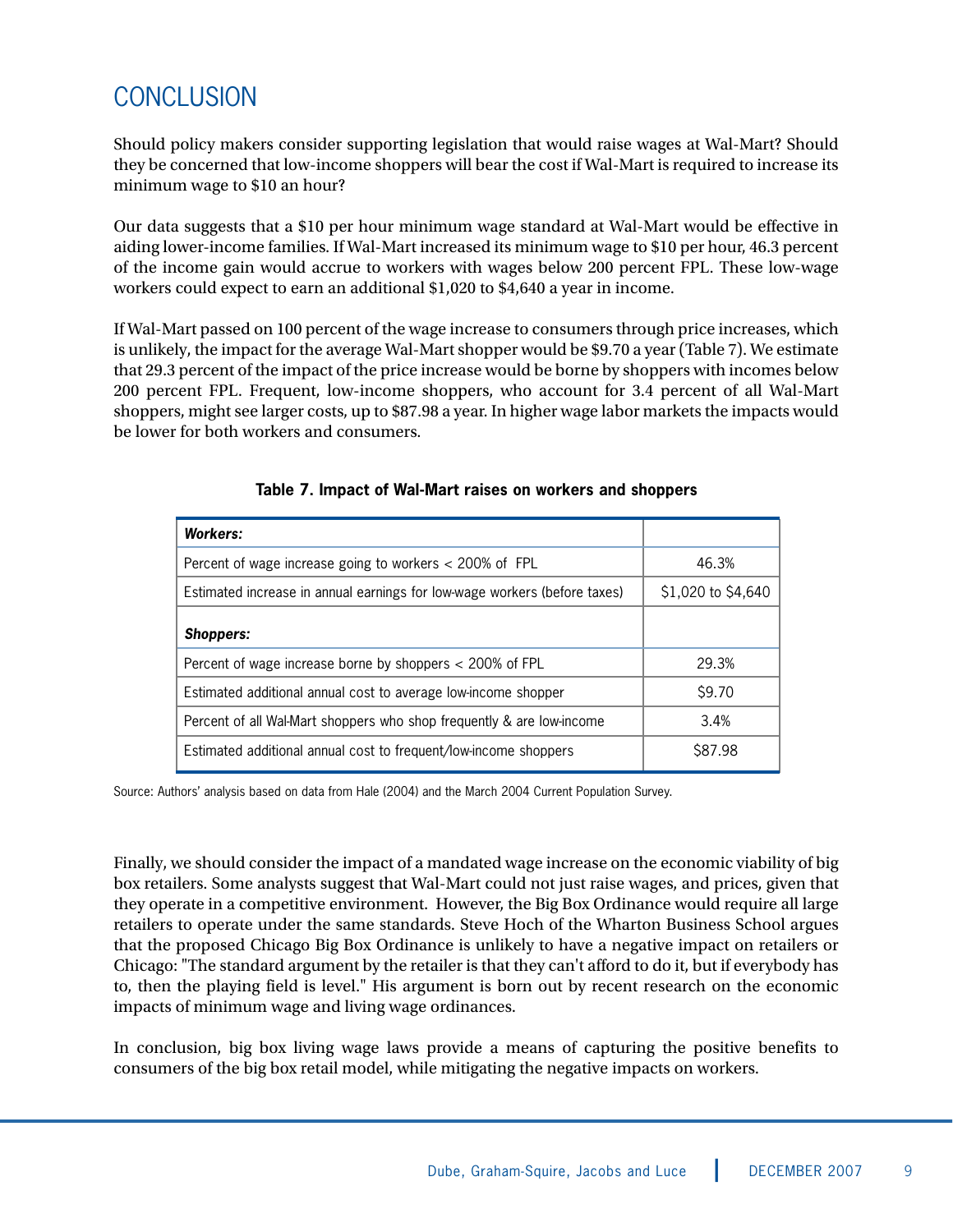## CONCLUSION

Should policy makers consider supporting legislation that would raise wages at Wal-Mart? Should they be concerned that low-income shoppers will bear the cost if Wal-Mart is required to increase its minimum wage to $10 an hour?

Our data suggests that a $10 per hour minimum wage standard at Wal-Mart would be effective in aiding lower-income families. If Wal-Mart increased its minimum wage to $10 per hour, 46.3 percent of the income gain would accrue to workers with wages below 200 percent FPL. These low-wage workers could expect to earn an additional $1,020 to $4,640 a year in income.

If Wal-Mart passed on 100 percent of the wage increase to consumers through price increases, which is unlikely, the impact for the average Wal-Mart shopper would be $9.70 a year (Table 7). We estimate that 29.3 percent of the impact of the price increase would be borne by shoppers with incomes below 200 percent FPL. Frequent, low-income shoppers, who account for 3.4 percent of all Wal-Mart shoppers, might see larger costs, up to $87.98 a year. In higher wage labor markets the impacts would be lower for both workers and consumers.

**Table 7. Impact of Wal-Mart raises on workers and shoppers**

| ***Workers:*** | |
|---|---|
| Percent of wage increase going to workers < 200% of FPL | 46.3% |
| Estimated increase in annual earnings for low-wage workers (before taxes) | $1,020 to $4,640 |
| ***Shoppers:*** | |
| Percent of wage increase borne by shoppers < 200% of FPL | 29.3% |
| Estimated additional annual cost to average low-income shopper | $9.70 |
| Percent of all Wal-Mart shoppers who shop frequently & are low-income | 3.4% |
| Estimated additional annual cost to frequent/low-income shoppers | $87.98 |

Source: Authors' analysis based on data from Hale (2004) and the March 2004 Current Population Survey.

Finally, we should consider the impact of a mandated wage increase on the economic viability of big box retailers. Some analysts suggest that Wal-Mart could not just raise wages, and prices, given that they operate in a competitive environment. However, the Big Box Ordinance would require all large retailers to operate under the same standards. Steve Hoch of the Wharton Business School argues that the proposed Chicago Big Box Ordinance is unlikely to have a negative impact on retailers or Chicago: "The standard argument by the retailer is that they can't afford to do it, but if everybody has to, then the playing field is level." His argument is born out by recent research on the economic impacts of minimum wage and living wage ordinances.

In conclusion, big box living wage laws provide a means of capturing the positive benefits to consumers of the big box retail model, while mitigating the negative impacts on workers.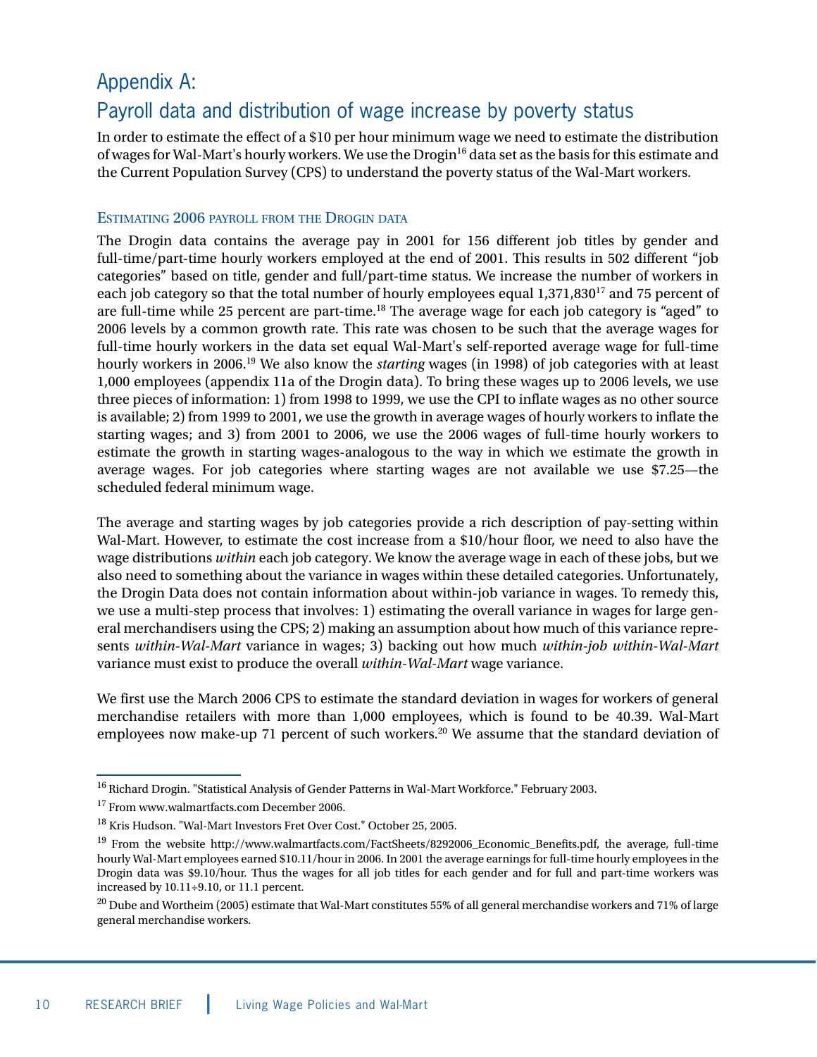# Appendix A:
## Payroll data and distribution of wage increase by poverty status

In order to estimate the effect of a $10 per hour minimum wage we need to estimate the distribution of wages for Wal-Mart's hourly workers. We use the Drogin[16] data set as the basis for this estimate and the Current Population Survey (CPS) to understand the poverty status of the Wal-Mart workers.

### Estimating 2006 payroll from the Drogin data

The Drogin data contains the average pay in 2001 for 156 different job titles by gender and full-time/part-time hourly workers employed at the end of 2001. This results in 502 different "job categories" based on title, gender and full/part-time status. We increase the number of workers in each job category so that the total number of hourly employees equal 1,371,830[17] and 75 percent of are full-time while 25 percent are part-time.[18] The average wage for each job category is "aged" to 2006 levels by a common growth rate. This rate was chosen to be such that the average wages for full-time hourly workers in the data set equal Wal-Mart's self-reported average wage for full-time hourly workers in 2006.[19] We also know the *starting* wages (in 1998) of job categories with at least 1,000 employees (appendix 11a of the Drogin data). To bring these wages up to 2006 levels, we use three pieces of information: 1) from 1998 to 1999, we use the CPI to inflate wages as no other source is available; 2) from 1999 to 2001, we use the growth in average wages of hourly workers to inflate the starting wages; and 3) from 2001 to 2006, we use the 2006 wages of full-time hourly workers to estimate the growth in starting wages-analogous to the way in which we estimate the growth in average wages. For job categories where starting wages are not available we use $7.25—the scheduled federal minimum wage.

The average and starting wages by job categories provide a rich description of pay-setting within Wal-Mart. However, to estimate the cost increase from a $10/hour floor, we need to also have the wage distributions *within* each job category. We know the average wage in each of these jobs, but we also need to something about the variance in wages within these detailed categories. Unfortunately, the Drogin Data does not contain information about within-job variance in wages. To remedy this, we use a multi-step process that involves: 1) estimating the overall variance in wages for large general merchandisers using the CPS; 2) making an assumption about how much of this variance represents *within-Wal-Mart* variance in wages; 3) backing out how much *within-job within-Wal-Mart* variance must exist to produce the overall *within-Wal-Mart* wage variance.

We first use the March 2006 CPS to estimate the standard deviation in wages for workers of general merchandise retailers with more than 1,000 employees, which is found to be 40.39. Wal-Mart employees now make-up 71 percent of such workers.[20] We assume that the standard deviation of

---

[16] Richard Drogin. "Statistical Analysis of Gender Patterns in Wal-Mart Workforce." February 2003.

[17] From www.walmartfacts.com December 2006.

[18] Kris Hudson. "Wal-Mart Investors Fret Over Cost." October 25, 2005.

[19] From the website http://www.walmartfacts.com/FactSheets/8292006_Economic_Benefits.pdf, the average, full-time hourly Wal-Mart employees earned $10.11/hour in 2006. In 2001 the average earnings for full-time hourly employees in the Drogin data was $9.10/hour. Thus the wages for all job titles for each gender and for full and part-time workers was increased by 10.11÷9.10, or 11.1 percent.

[20] Dube and Wortheim (2005) estimate that Wal-Mart constitutes 55% of all general merchandise workers and 71% of large general merchandise workers.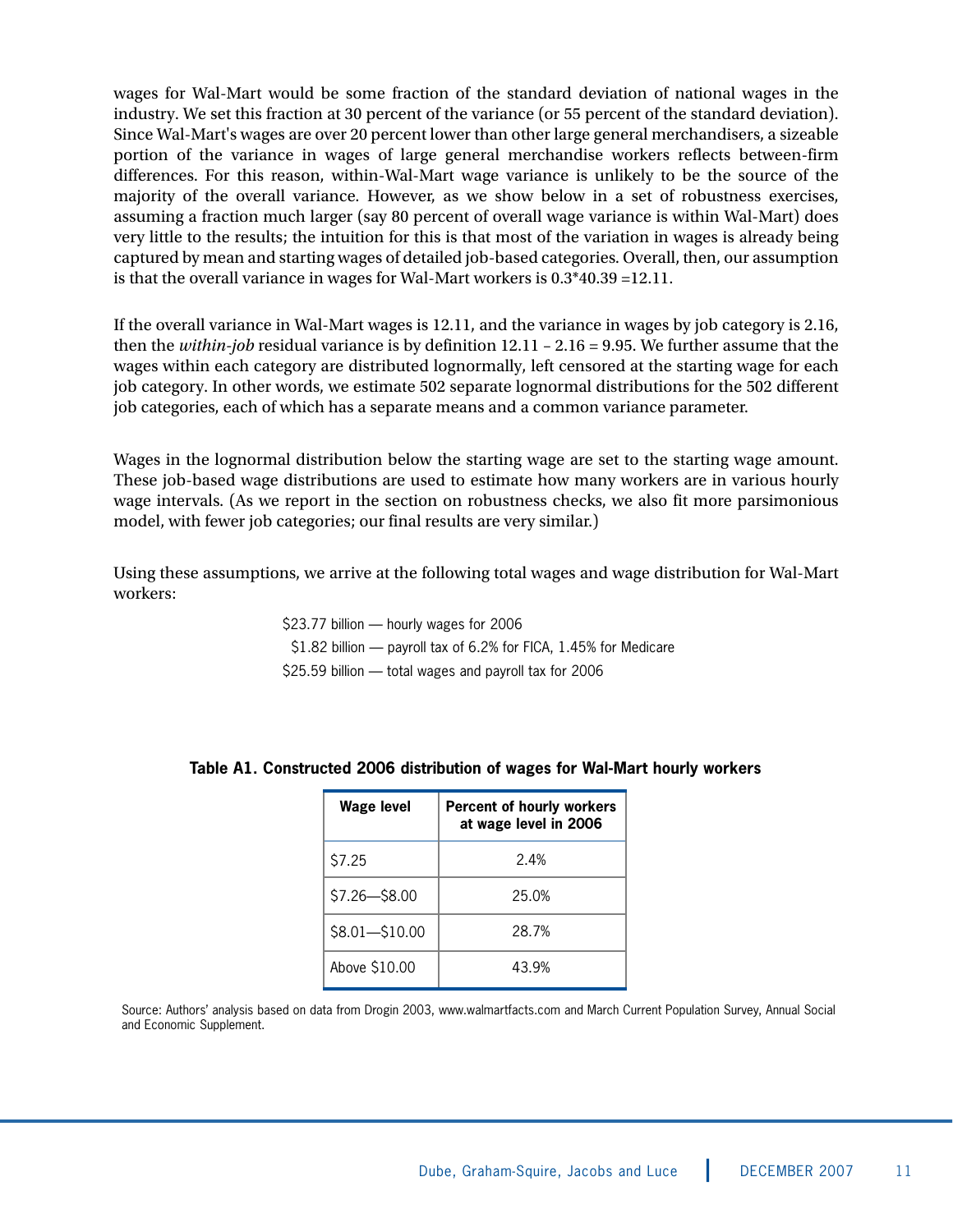wages for Wal-Mart would be some fraction of the standard deviation of national wages in the industry. We set this fraction at 30 percent of the variance (or 55 percent of the standard deviation). Since Wal-Mart's wages are over 20 percent lower than other large general merchandisers, a sizeable portion of the variance in wages of large general merchandise workers reflects between-firm differences. For this reason, within-Wal-Mart wage variance is unlikely to be the source of the majority of the overall variance. However, as we show below in a set of robustness exercises, assuming a fraction much larger (say 80 percent of overall wage variance is within Wal-Mart) does very little to the results; the intuition for this is that most of the variation in wages is already being captured by mean and starting wages of detailed job-based categories. Overall, then, our assumption is that the overall variance in wages for Wal-Mart workers is 0.3*40.39 =12.11.

If the overall variance in Wal-Mart wages is 12.11, and the variance in wages by job category is 2.16, then the *within-job* residual variance is by definition 12.11 – 2.16 = 9.95. We further assume that the wages within each category are distributed lognormally, left censored at the starting wage for each job category. In other words, we estimate 502 separate lognormal distributions for the 502 different job categories, each of which has a separate means and a common variance parameter.

Wages in the lognormal distribution below the starting wage are set to the starting wage amount. These job-based wage distributions are used to estimate how many workers are in various hourly wage intervals. (As we report in the section on robustness checks, we also fit more parsimonious model, with fewer job categories; our final results are very similar.)

Using these assumptions, we arrive at the following total wages and wage distribution for Wal-Mart workers:

$23.77 billion — hourly wages for 2006
$1.82 billion — payroll tax of 6.2% for FICA, 1.45% for Medicare
$25.59 billion — total wages and payroll tax for 2006

**Table A1. Constructed 2006 distribution of wages for Wal-Mart hourly workers**

| Wage level | Percent of hourly workers at wage level in 2006 |
|---|---|
| $7.25 | 2.4% |
| $7.26—$8.00 | 25.0% |
| $8.01—$10.00 | 28.7% |
| Above $10.00 | 43.9% |

Source: Authors' analysis based on data from Drogin 2003, www.walmartfacts.com and March Current Population Survey, Annual Social and Economic Supplement.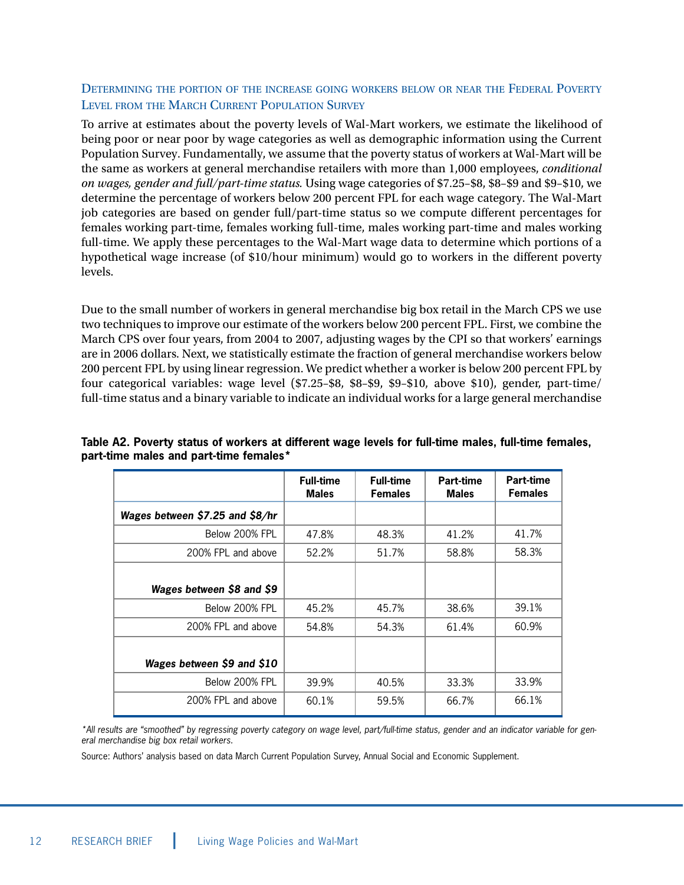### Determining the portion of the increase going workers below or near the Federal Poverty Level from the March Current Population Survey

To arrive at estimates about the poverty levels of Wal-Mart workers, we estimate the likelihood of being poor or near poor by wage categories as well as demographic information using the Current Population Survey. Fundamentally, we assume that the poverty status of workers at Wal-Mart will be the same as workers at general merchandise retailers with more than 1,000 employees, *conditional on wages, gender and full/part-time status*. Using wage categories of $7.25–$8, $8–$9 and $9–$10, we determine the percentage of workers below 200 percent FPL for each wage category. The Wal-Mart job categories are based on gender full/part-time status so we compute different percentages for females working part-time, females working full-time, males working part-time and males working full-time. We apply these percentages to the Wal-Mart wage data to determine which portions of a hypothetical wage increase (of $10/hour minimum) would go to workers in the different poverty levels.

Due to the small number of workers in general merchandise big box retail in the March CPS we use two techniques to improve our estimate of the workers below 200 percent FPL. First, we combine the March CPS over four years, from 2004 to 2007, adjusting wages by the CPI so that workers' earnings are in 2006 dollars. Next, we statistically estimate the fraction of general merchandise workers below 200 percent FPL by using linear regression. We predict whether a worker is below 200 percent FPL by four categorical variables: wage level ($7.25–$8, $8–$9, $9–$10, above $10), gender, part-time/full-time status and a binary variable to indicate an individual works for a large general merchandise

**Table A2. Poverty status of workers at different wage levels for full-time males, full-time females, part-time males and part-time females***

| | Full-time Males | Full-time Females | Part-time Males | Part-time Females |
|---|---|---|---|---|
| ***Wages between $7.25 and $8/hr*** | | | | |
| Below 200% FPL | 47.8% | 48.3% | 41.2% | 41.7% |
| 200% FPL and above | 52.2% | 51.7% | 58.8% | 58.3% |
| ***Wages between $8 and $9*** | | | | |
| Below 200% FPL | 45.2% | 45.7% | 38.6% | 39.1% |
| 200% FPL and above | 54.8% | 54.3% | 61.4% | 60.9% |
| ***Wages between $9 and $10*** | | | | |
| Below 200% FPL | 39.9% | 40.5% | 33.3% | 33.9% |
| 200% FPL and above | 60.1% | 59.5% | 66.7% | 66.1% |

**All results are "smoothed" by regressing poverty category on wage level, part/full-time status, gender and an indicator variable for general merchandise big box retail workers.*

Source: Authors' analysis based on data March Current Population Survey, Annual Social and Economic Supplement.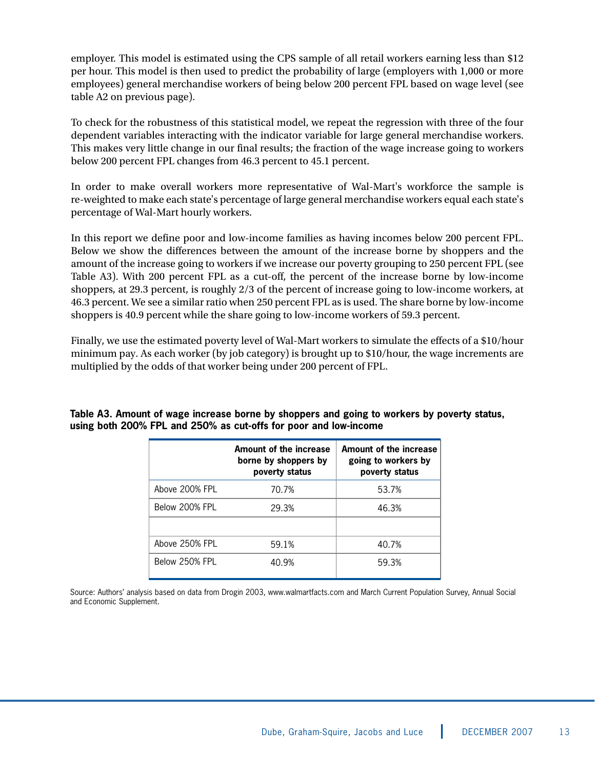employer. This model is estimated using the CPS sample of all retail workers earning less than $12 per hour. This model is then used to predict the probability of large (employers with 1,000 or more employees) general merchandise workers of being below 200 percent FPL based on wage level (see table A2 on previous page).

To check for the robustness of this statistical model, we repeat the regression with three of the four dependent variables interacting with the indicator variable for large general merchandise workers. This makes very little change in our final results; the fraction of the wage increase going to workers below 200 percent FPL changes from 46.3 percent to 45.1 percent.

In order to make overall workers more representative of Wal-Mart's workforce the sample is re-weighted to make each state's percentage of large general merchandise workers equal each state's percentage of Wal-Mart hourly workers.

In this report we define poor and low-income families as having incomes below 200 percent FPL. Below we show the differences between the amount of the increase borne by shoppers and the amount of the increase going to workers if we increase our poverty grouping to 250 percent FPL (see Table A3). With 200 percent FPL as a cut-off, the percent of the increase borne by low-income shoppers, at 29.3 percent, is roughly 2/3 of the percent of increase going to low-income workers, at 46.3 percent. We see a similar ratio when 250 percent FPL as is used. The share borne by low-income shoppers is 40.9 percent while the share going to low-income workers of 59.3 percent.

Finally, we use the estimated poverty level of Wal-Mart workers to simulate the effects of a $10/hour minimum pay. As each worker (by job category) is brought up to $10/hour, the wage increments are multiplied by the odds of that worker being under 200 percent of FPL.

**Table A3. Amount of wage increase borne by shoppers and going to workers by poverty status, using both 200% FPL and 250% as cut-offs for poor and low-income**

| | Amount of the increase borne by shoppers by poverty status | Amount of the increase going to workers by poverty status |
|---|---|---|
| Above 200% FPL | 70.7% | 53.7% |
| Below 200% FPL | 29.3% | 46.3% |
| | | |
| Above 250% FPL | 59.1% | 40.7% |
| Below 250% FPL | 40.9% | 59.3% |

Source: Authors' analysis based on data from Drogin 2003, www.walmartfacts.com and March Current Population Survey, Annual Social and Economic Supplement.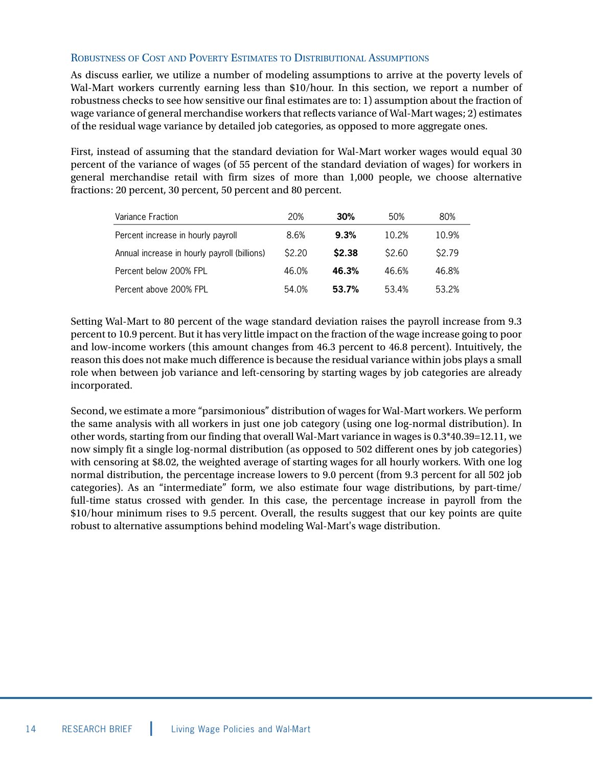### Robustness of Cost and Poverty Estimates to Distributional Assumptions

As discuss earlier, we utilize a number of modeling assumptions to arrive at the poverty levels of Wal-Mart workers currently earning less than $10/hour. In this section, we report a number of robustness checks to see how sensitive our final estimates are to: 1) assumption about the fraction of wage variance of general merchandise workers that reflects variance of Wal-Mart wages; 2) estimates of the residual wage variance by detailed job categories, as opposed to more aggregate ones.

First, instead of assuming that the standard deviation for Wal-Mart worker wages would equal 30 percent of the variance of wages (of 55 percent of the standard deviation of wages) for workers in general merchandise retail with firm sizes of more than 1,000 people, we choose alternative fractions: 20 percent, 30 percent, 50 percent and 80 percent.

| Variance Fraction | 20% | **30%** | 50% | 80% |
|---|---|---|---|---|
| Percent increase in hourly payroll | 8.6% | **9.3%** | 10.2% | 10.9% |
| Annual increase in hourly payroll (billions) | $2.20 | **$2.38** | $2.60 | $2.79 |
| Percent below 200% FPL | 46.0% | **46.3%** | 46.6% | 46.8% |
| Percent above 200% FPL | 54.0% | **53.7%** | 53.4% | 53.2% |

Setting Wal-Mart to 80 percent of the wage standard deviation raises the payroll increase from 9.3 percent to 10.9 percent. But it has very little impact on the fraction of the wage increase going to poor and low-income workers (this amount changes from 46.3 percent to 46.8 percent). Intuitively, the reason this does not make much difference is because the residual variance within jobs plays a small role when between job variance and left-censoring by starting wages by job categories are already incorporated.

Second, we estimate a more "parsimonious" distribution of wages for Wal-Mart workers. We perform the same analysis with all workers in just one job category (using one log-normal distribution). In other words, starting from our finding that overall Wal-Mart variance in wages is 0.3*40.39=12.11, we now simply fit a single log-normal distribution (as opposed to 502 different ones by job categories) with censoring at $8.02, the weighted average of starting wages for all hourly workers. With one log normal distribution, the percentage increase lowers to 9.0 percent (from 9.3 percent for all 502 job categories). As an "intermediate" form, we also estimate four wage distributions, by part-time/full-time status crossed with gender. In this case, the percentage increase in payroll from the $10/hour minimum rises to 9.5 percent. Overall, the results suggest that our key points are quite robust to alternative assumptions behind modeling Wal-Mart's wage distribution.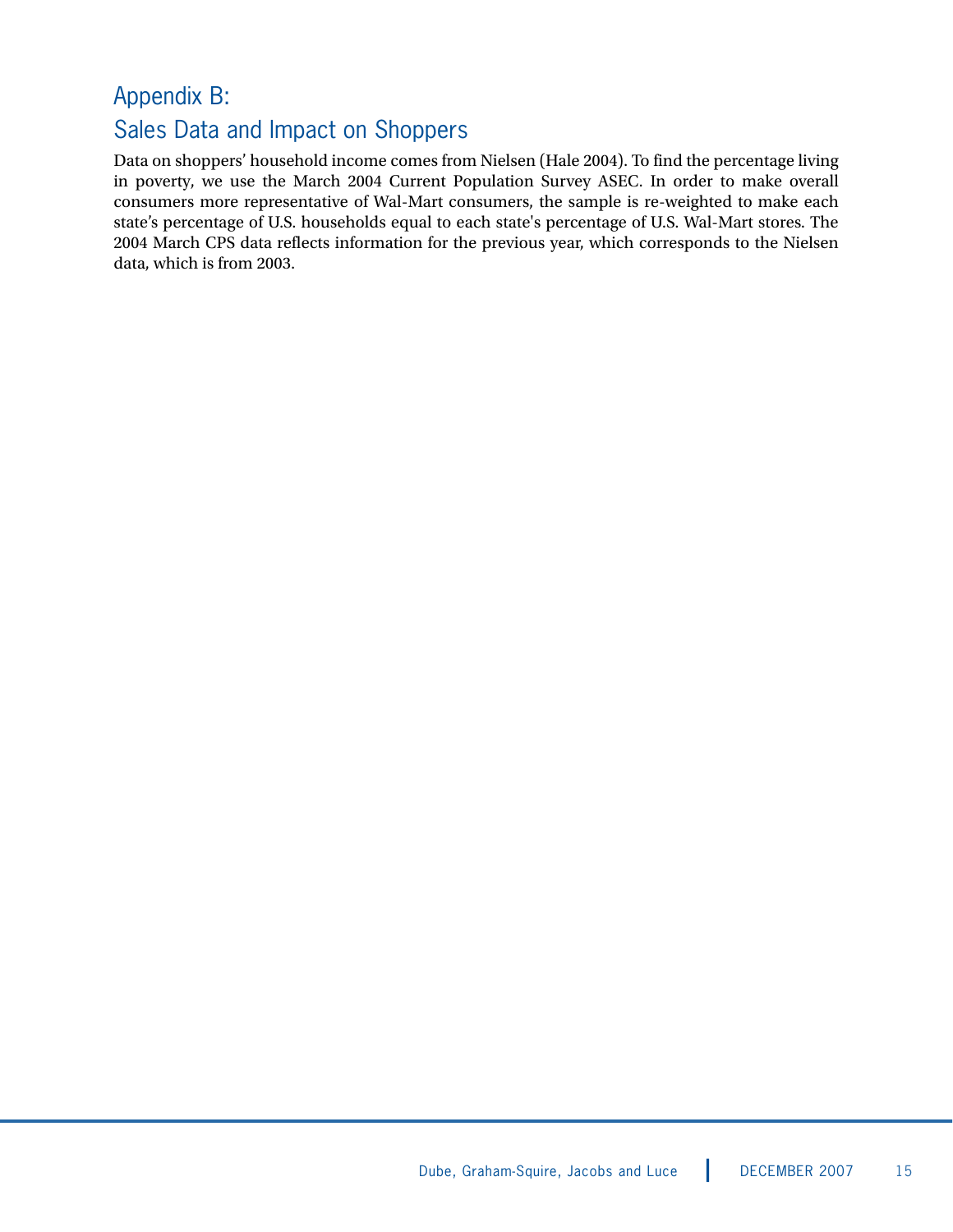## Appendix B:
## Sales Data and Impact on Shoppers

Data on shoppers' household income comes from Nielsen (Hale 2004). To find the percentage living in poverty, we use the March 2004 Current Population Survey ASEC. In order to make overall consumers more representative of Wal-Mart consumers, the sample is re-weighted to make each state's percentage of U.S. households equal to each state's percentage of U.S. Wal-Mart stores. The 2004 March CPS data reflects information for the previous year, which corresponds to the Nielsen data, which is from 2003.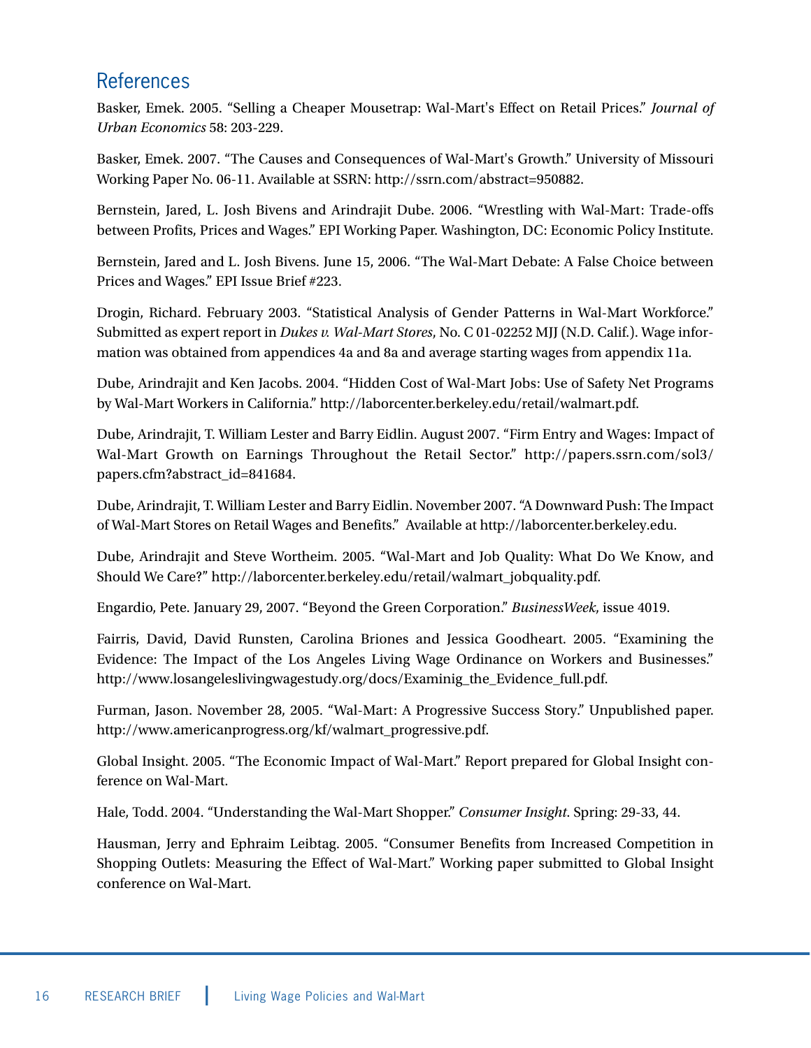## References

Basker, Emek. 2005. "Selling a Cheaper Mousetrap: Wal-Mart's Effect on Retail Prices." *Journal of Urban Economics* 58: 203-229.

Basker, Emek. 2007. "The Causes and Consequences of Wal-Mart's Growth." University of Missouri Working Paper No. 06-11. Available at SSRN: http://ssrn.com/abstract=950882.

Bernstein, Jared, L. Josh Bivens and Arindrajit Dube. 2006. "Wrestling with Wal-Mart: Trade-offs between Profits, Prices and Wages." EPI Working Paper. Washington, DC: Economic Policy Institute.

Bernstein, Jared and L. Josh Bivens. June 15, 2006. "The Wal-Mart Debate: A False Choice between Prices and Wages." EPI Issue Brief #223.

Drogin, Richard. February 2003. "Statistical Analysis of Gender Patterns in Wal-Mart Workforce." Submitted as expert report in *Dukes v. Wal-Mart Stores*, No. C 01-02252 MJJ (N.D. Calif.). Wage information was obtained from appendices 4a and 8a and average starting wages from appendix 11a.

Dube, Arindrajit and Ken Jacobs. 2004. "Hidden Cost of Wal-Mart Jobs: Use of Safety Net Programs by Wal-Mart Workers in California." http://laborcenter.berkeley.edu/retail/walmart.pdf.

Dube, Arindrajit, T. William Lester and Barry Eidlin. August 2007. "Firm Entry and Wages: Impact of Wal-Mart Growth on Earnings Throughout the Retail Sector." http://papers.ssrn.com/sol3/papers.cfm?abstract_id=841684.

Dube, Arindrajit, T. William Lester and Barry Eidlin. November 2007. "A Downward Push: The Impact of Wal-Mart Stores on Retail Wages and Benefits." Available at http://laborcenter.berkeley.edu.

Dube, Arindrajit and Steve Wortheim. 2005. "Wal-Mart and Job Quality: What Do We Know, and Should We Care?" http://laborcenter.berkeley.edu/retail/walmart_jobquality.pdf.

Engardio, Pete. January 29, 2007. "Beyond the Green Corporation." *BusinessWeek*, issue 4019.

Fairris, David, David Runsten, Carolina Briones and Jessica Goodheart. 2005. "Examining the Evidence: The Impact of the Los Angeles Living Wage Ordinance on Workers and Businesses." http://www.losangeleslivingwagestudy.org/docs/Examinig_the_Evidence_full.pdf.

Furman, Jason. November 28, 2005. "Wal-Mart: A Progressive Success Story." Unpublished paper. http://www.americanprogress.org/kf/walmart_progressive.pdf.

Global Insight. 2005. "The Economic Impact of Wal-Mart." Report prepared for Global Insight conference on Wal-Mart.

Hale, Todd. 2004. "Understanding the Wal-Mart Shopper." *Consumer Insight*. Spring: 29-33, 44.

Hausman, Jerry and Ephraim Leibtag. 2005. "Consumer Benefits from Increased Competition in Shopping Outlets: Measuring the Effect of Wal-Mart." Working paper submitted to Global Insight conference on Wal-Mart.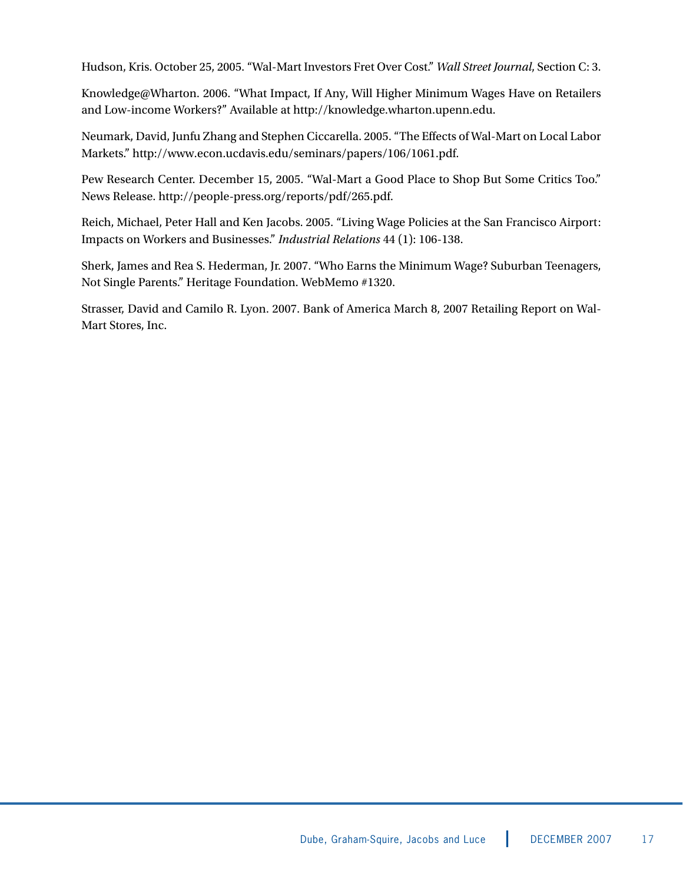Hudson, Kris. October 25, 2005. “Wal-Mart Investors Fret Over Cost.” *Wall Street Journal*, Section C: 3.

Knowledge@Wharton. 2006. “What Impact, If Any, Will Higher Minimum Wages Have on Retailers and Low-income Workers?” Available at http://knowledge.wharton.upenn.edu.

Neumark, David, Junfu Zhang and Stephen Ciccarella. 2005. “The Effects of Wal-Mart on Local Labor Markets.” http://www.econ.ucdavis.edu/seminars/papers/106/1061.pdf.

Pew Research Center. December 15, 2005. “Wal-Mart a Good Place to Shop But Some Critics Too.” News Release. http://people-press.org/reports/pdf/265.pdf.

Reich, Michael, Peter Hall and Ken Jacobs. 2005. “Living Wage Policies at the San Francisco Airport: Impacts on Workers and Businesses.” *Industrial Relations* 44 (1): 106-138.

Sherk, James and Rea S. Hederman, Jr. 2007. “Who Earns the Minimum Wage? Suburban Teenagers, Not Single Parents.” Heritage Foundation. WebMemo #1320.

Strasser, David and Camilo R. Lyon. 2007. Bank of America March 8, 2007 Retailing Report on Wal-Mart Stores, Inc.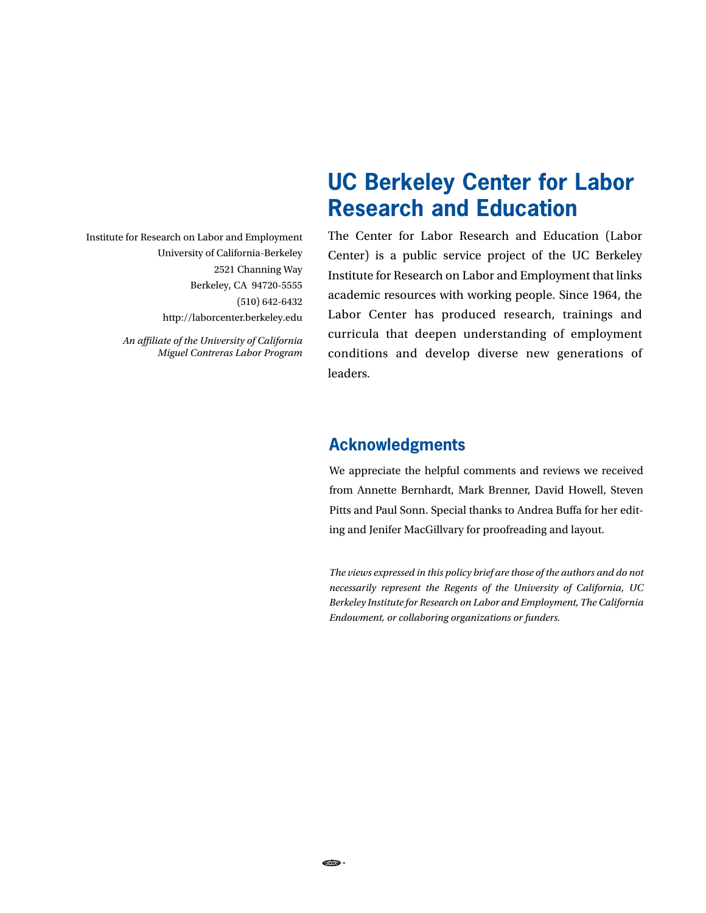Institute for Research on Labor and Employment
University of California-Berkeley
2521 Channing Way
Berkeley, CA 94720-5555
(510) 642-6432
http://laborcenter.berkeley.edu

*An affiliate of the University of California Miguel Contreras Labor Program*

# UC Berkeley Center for Labor Research and Education

The Center for Labor Research and Education (Labor Center) is a public service project of the UC Berkeley Institute for Research on Labor and Employment that links academic resources with working people. Since 1964, the Labor Center has produced research, trainings and curricula that deepen understanding of employment conditions and develop diverse new generations of leaders.

## Acknowledgments

We appreciate the helpful comments and reviews we received from Annette Bernhardt, Mark Brenner, David Howell, Steven Pitts and Paul Sonn. Special thanks to Andrea Buffa for her editing and Jenifer MacGillvary for proofreading and layout.

*The views expressed in this policy brief are those of the authors and do not necessarily represent the Regents of the University of California, UC Berkeley Institute for Research on Labor and Employment, The California Endowment, or collaborating organizations or funders.*